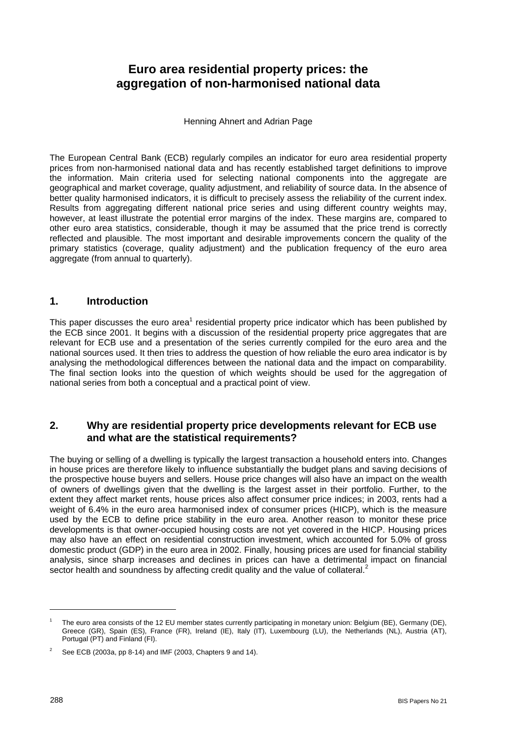# Euro area residential property prices: the aggregation of non-harmonised national data

Henning Ahnert and Adrian Page

The European Central Bank (ECB) regularly compiles an indicator for euro area residential property prices from non-harmonised national data and has recently established target definitions to improve the information. Main criteria used for selecting national components into the aggregate are geographical and market coverage, quality adjustment, and reliability of source data. In the absence of better quality harmonised indicators, it is difficult to precisely assess the reliability of the current index. Results from aggregating different national price series and using different country weights may, however, at least illustrate the potential error margins of the index. These margins are, compared to other euro area statistics, considerable, though it may be assumed that the price trend is correctly reflected and plausible. The most important and desirable improvements concern the quality of the primary statistics (coverage, quality adjustment) and the publication frequency of the euro area aggregate (from annual to quarterly).

## 1. Introduction

This paper discusses the euro area[1] residential property price indicator which has been published by the ECB since 2001. It begins with a discussion of the residential property price aggregates that are relevant for ECB use and a presentation of the series currently compiled for the euro area and the national sources used. It then tries to address the question of how reliable the euro area indicator is by analysing the methodological differences between the national data and the impact on comparability. The final section looks into the question of which weights should be used for the aggregation of national series from both a conceptual and a practical point of view.

## 2. Why are residential property price developments relevant for ECB use and what are the statistical requirements?

The buying or selling of a dwelling is typically the largest transaction a household enters into. Changes in house prices are therefore likely to influence substantially the budget plans and saving decisions of the prospective house buyers and sellers. House price changes will also have an impact on the wealth of owners of dwellings given that the dwelling is the largest asset in their portfolio. Further, to the extent they affect market rents, house prices also affect consumer price indices; in 2003, rents had a weight of 6.4% in the euro area harmonised index of consumer prices (HICP), which is the measure used by the ECB to define price stability in the euro area. Another reason to monitor these price developments is that owner-occupied housing costs are not yet covered in the HICP. Housing prices may also have an effect on residential construction investment, which accounted for 5.0% of gross domestic product (GDP) in the euro area in 2002. Finally, housing prices are used for financial stability analysis, since sharp increases and declines in prices can have a detrimental impact on financial sector health and soundness by affecting credit quality and the value of collateral.[2]

---

[1] The euro area consists of the 12 EU member states currently participating in monetary union: Belgium (BE), Germany (DE), Greece (GR), Spain (ES), France (FR), Ireland (IE), Italy (IT), Luxembourg (LU), the Netherlands (NL), Austria (AT), Portugal (PT) and Finland (FI).

[2] See ECB (2003a, pp 8-14) and IMF (2003, Chapters 9 and 14).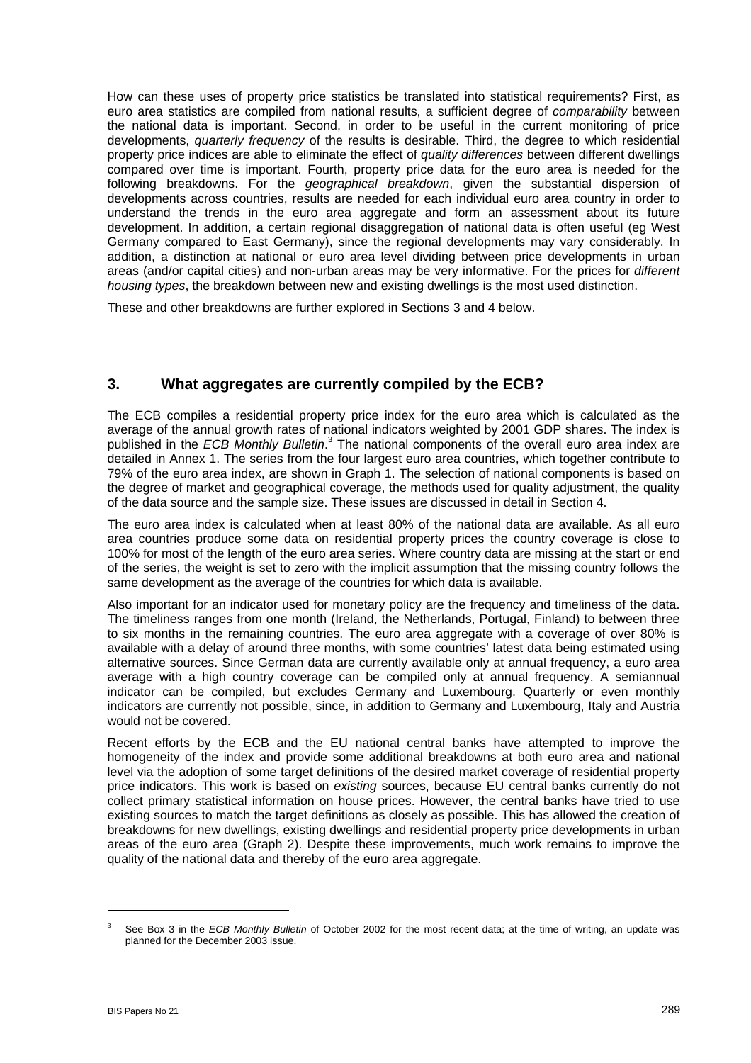How can these uses of property price statistics be translated into statistical requirements? First, as euro area statistics are compiled from national results, a sufficient degree of *comparability* between the national data is important. Second, in order to be useful in the current monitoring of price developments, *quarterly frequency* of the results is desirable. Third, the degree to which residential property price indices are able to eliminate the effect of *quality differences* between different dwellings compared over time is important. Fourth, property price data for the euro area is needed for the following breakdowns. For the *geographical breakdown*, given the substantial dispersion of developments across countries, results are needed for each individual euro area country in order to understand the trends in the euro area aggregate and form an assessment about its future development. In addition, a certain regional disaggregation of national data is often useful (eg West Germany compared to East Germany), since the regional developments may vary considerably. In addition, a distinction at national or euro area level dividing between price developments in urban areas (and/or capital cities) and non-urban areas may be very informative. For the prices for *different housing types*, the breakdown between new and existing dwellings is the most used distinction.

These and other breakdowns are further explored in Sections 3 and 4 below.

## 3. What aggregates are currently compiled by the ECB?

The ECB compiles a residential property price index for the euro area which is calculated as the average of the annual growth rates of national indicators weighted by 2001 GDP shares. The index is published in the *ECB Monthly Bulletin*.[3] The national components of the overall euro area index are detailed in Annex 1. The series from the four largest euro area countries, which together contribute to 79% of the euro area index, are shown in Graph 1. The selection of national components is based on the degree of market and geographical coverage, the methods used for quality adjustment, the quality of the data source and the sample size. These issues are discussed in detail in Section 4.

The euro area index is calculated when at least 80% of the national data are available. As all euro area countries produce some data on residential property prices the country coverage is close to 100% for most of the length of the euro area series. Where country data are missing at the start or end of the series, the weight is set to zero with the implicit assumption that the missing country follows the same development as the average of the countries for which data is available.

Also important for an indicator used for monetary policy are the frequency and timeliness of the data. The timeliness ranges from one month (Ireland, the Netherlands, Portugal, Finland) to between three to six months in the remaining countries. The euro area aggregate with a coverage of over 80% is available with a delay of around three months, with some countries' latest data being estimated using alternative sources. Since German data are currently available only at annual frequency, a euro area average with a high country coverage can be compiled only at annual frequency. A semiannual indicator can be compiled, but excludes Germany and Luxembourg. Quarterly or even monthly indicators are currently not possible, since, in addition to Germany and Luxembourg, Italy and Austria would not be covered.

Recent efforts by the ECB and the EU national central banks have attempted to improve the homogeneity of the index and provide some additional breakdowns at both euro area and national level via the adoption of some target definitions of the desired market coverage of residential property price indicators. This work is based on *existing* sources, because EU central banks currently do not collect primary statistical information on house prices. However, the central banks have tried to use existing sources to match the target definitions as closely as possible. This has allowed the creation of breakdowns for new dwellings, existing dwellings and residential property price developments in urban areas of the euro area (Graph 2). Despite these improvements, much work remains to improve the quality of the national data and thereby of the euro area aggregate.

---

[3] See Box 3 in the *ECB Monthly Bulletin* of October 2002 for the most recent data; at the time of writing, an update was planned for the December 2003 issue.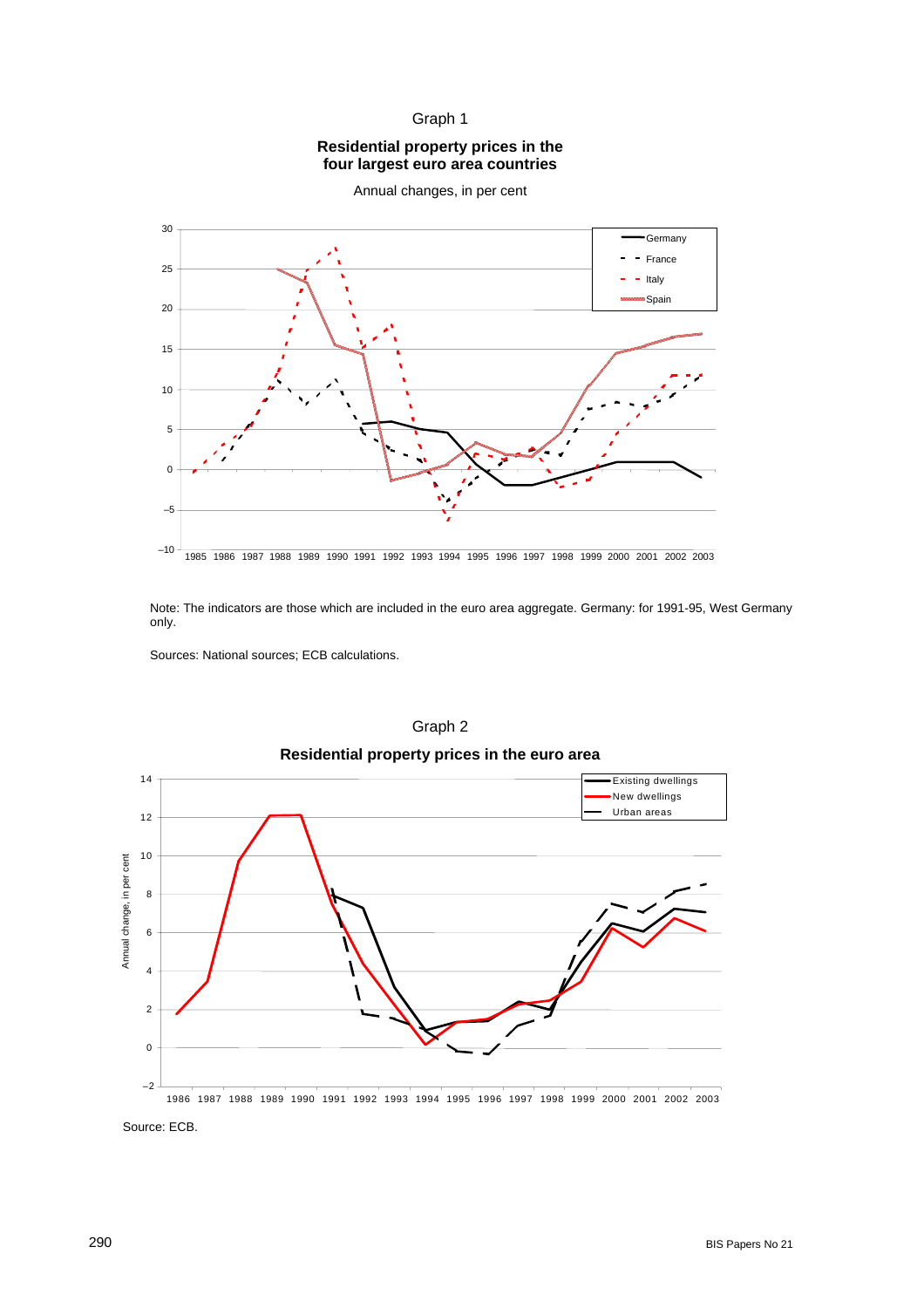Graph 1

**Residential property prices in the four largest euro area countries**

Annual changes, in per cent

Note: The indicators are those which are included in the euro area aggregate. Germany: for 1991-95, West Germany only.

Sources: National sources; ECB calculations.

Graph 2

**Residential property prices in the euro area**

Source: ECB.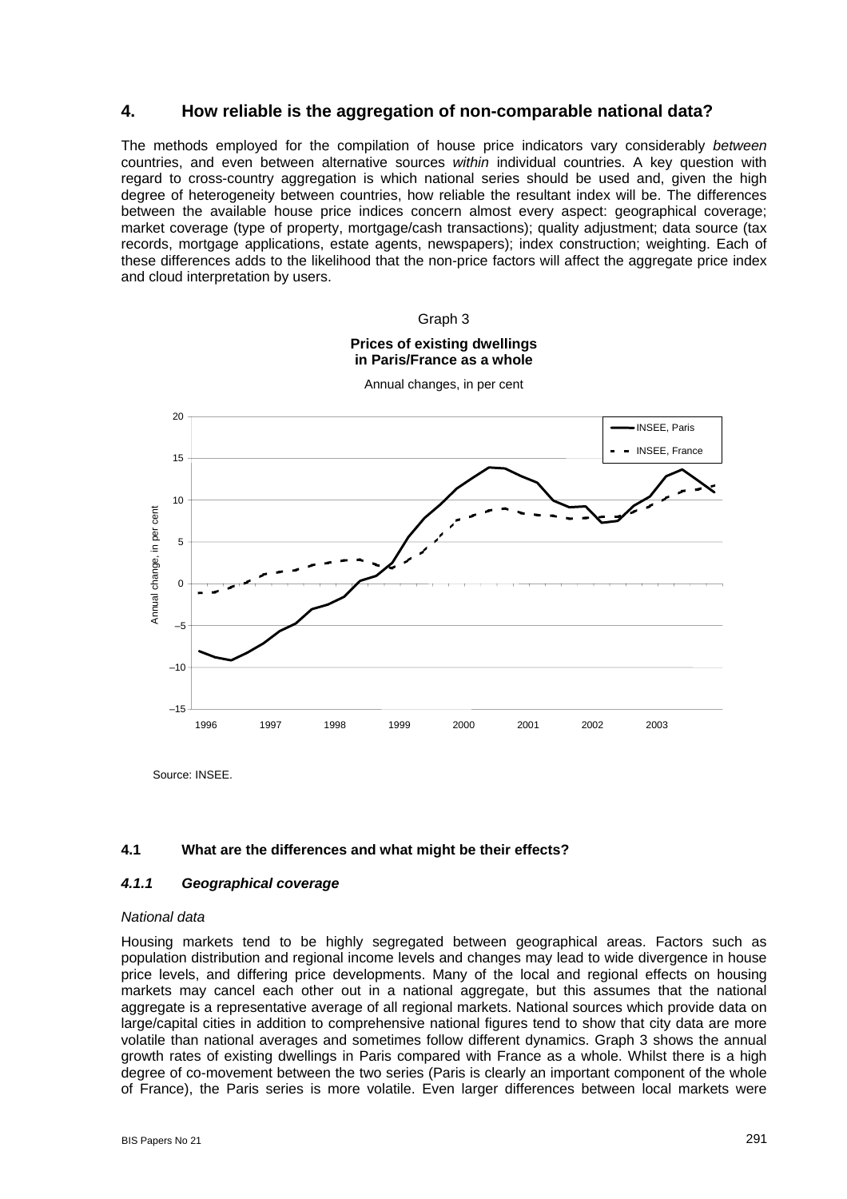## 4. How reliable is the aggregation of non-comparable national data?

The methods employed for the compilation of house price indicators vary considerably *between* countries, and even between alternative sources *within* individual countries. A key question with regard to cross-country aggregation is which national series should be used and, given the high degree of heterogeneity between countries, how reliable the resultant index will be. The differences between the available house price indices concern almost every aspect: geographical coverage; market coverage (type of property, mortgage/cash transactions); quality adjustment; data source (tax records, mortgage applications, estate agents, newspapers); index construction; weighting. Each of these differences adds to the likelihood that the non-price factors will affect the aggregate price index and cloud interpretation by users.

Graph 3

**Prices of existing dwellings in Paris/France as a whole**

Annual changes, in per cent

Source: INSEE.

### 4.1 What are the differences and what might be their effects?

#### *4.1.1 Geographical coverage*

*National data*

Housing markets tend to be highly segregated between geographical areas. Factors such as population distribution and regional income levels and changes may lead to wide divergence in house price levels, and differing price developments. Many of the local and regional effects on housing markets may cancel each other out in a national aggregate, but this assumes that the national aggregate is a representative average of all regional markets. National sources which provide data on large/capital cities in addition to comprehensive national figures tend to show that city data are more volatile than national averages and sometimes follow different dynamics. Graph 3 shows the annual growth rates of existing dwellings in Paris compared with France as a whole. Whilst there is a high degree of co-movement between the two series (Paris is clearly an important component of the whole of France), the Paris series is more volatile. Even larger differences between local markets were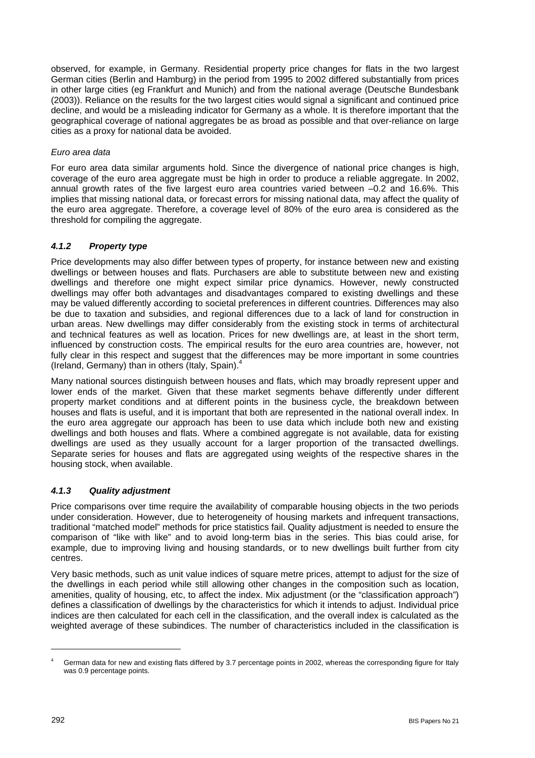observed, for example, in Germany. Residential property price changes for flats in the two largest German cities (Berlin and Hamburg) in the period from 1995 to 2002 differed substantially from prices in other large cities (eg Frankfurt and Munich) and from the national average (Deutsche Bundesbank (2003)). Reliance on the results for the two largest cities would signal a significant and continued price decline, and would be a misleading indicator for Germany as a whole. It is therefore important that the geographical coverage of national aggregates be as broad as possible and that over-reliance on large cities as a proxy for national data be avoided.

*Euro area data*

For euro area data similar arguments hold. Since the divergence of national price changes is high, coverage of the euro area aggregate must be high in order to produce a reliable aggregate. In 2002, annual growth rates of the five largest euro area countries varied between –0.2 and 16.6%. This implies that missing national data, or forecast errors for missing national data, may affect the quality of the euro area aggregate. Therefore, a coverage level of 80% of the euro area is considered as the threshold for compiling the aggregate.

### *4.1.2 Property type*

Price developments may also differ between types of property, for instance between new and existing dwellings or between houses and flats. Purchasers are able to substitute between new and existing dwellings and therefore one might expect similar price dynamics. However, newly constructed dwellings may offer both advantages and disadvantages compared to existing dwellings and these may be valued differently according to societal preferences in different countries. Differences may also be due to taxation and subsidies, and regional differences due to a lack of land for construction in urban areas. New dwellings may differ considerably from the existing stock in terms of architectural and technical features as well as location. Prices for new dwellings are, at least in the short term, influenced by construction costs. The empirical results for the euro area countries are, however, not fully clear in this respect and suggest that the differences may be more important in some countries (Ireland, Germany) than in others (Italy, Spain).[4]

Many national sources distinguish between houses and flats, which may broadly represent upper and lower ends of the market. Given that these market segments behave differently under different property market conditions and at different points in the business cycle, the breakdown between houses and flats is useful, and it is important that both are represented in the national overall index. In the euro area aggregate our approach has been to use data which include both new and existing dwellings and both houses and flats. Where a combined aggregate is not available, data for existing dwellings are used as they usually account for a larger proportion of the transacted dwellings. Separate series for houses and flats are aggregated using weights of the respective shares in the housing stock, when available.

### *4.1.3 Quality adjustment*

Price comparisons over time require the availability of comparable housing objects in the two periods under consideration. However, due to heterogeneity of housing markets and infrequent transactions, traditional "matched model" methods for price statistics fail. Quality adjustment is needed to ensure the comparison of "like with like" and to avoid long-term bias in the series. This bias could arise, for example, due to improving living and housing standards, or to new dwellings built further from city centres.

Very basic methods, such as unit value indices of square metre prices, attempt to adjust for the size of the dwellings in each period while still allowing other changes in the composition such as location, amenities, quality of housing, etc, to affect the index. Mix adjustment (or the "classification approach") defines a classification of dwellings by the characteristics for which it intends to adjust. Individual price indices are then calculated for each cell in the classification, and the overall index is calculated as the weighted average of these subindices. The number of characteristics included in the classification is

---

[4] German data for new and existing flats differed by 3.7 percentage points in 2002, whereas the corresponding figure for Italy was 0.9 percentage points.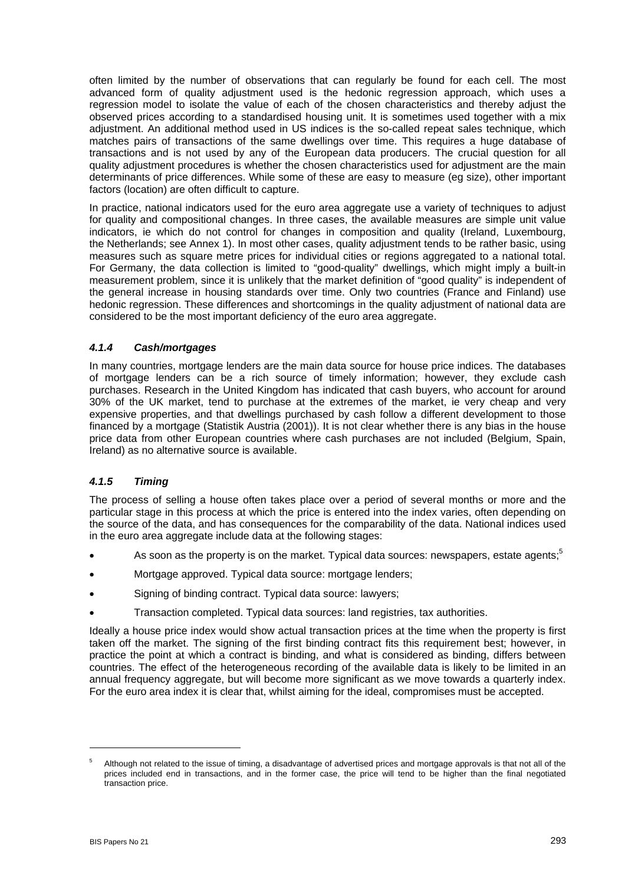often limited by the number of observations that can regularly be found for each cell. The most advanced form of quality adjustment used is the hedonic regression approach, which uses a regression model to isolate the value of each of the chosen characteristics and thereby adjust the observed prices according to a standardised housing unit. It is sometimes used together with a mix adjustment. An additional method used in US indices is the so-called repeat sales technique, which matches pairs of transactions of the same dwellings over time. This requires a huge database of transactions and is not used by any of the European data producers. The crucial question for all quality adjustment procedures is whether the chosen characteristics used for adjustment are the main determinants of price differences. While some of these are easy to measure (eg size), other important factors (location) are often difficult to capture.

In practice, national indicators used for the euro area aggregate use a variety of techniques to adjust for quality and compositional changes. In three cases, the available measures are simple unit value indicators, ie which do not control for changes in composition and quality (Ireland, Luxembourg, the Netherlands; see Annex 1). In most other cases, quality adjustment tends to be rather basic, using measures such as square metre prices for individual cities or regions aggregated to a national total. For Germany, the data collection is limited to "good-quality" dwellings, which might imply a built-in measurement problem, since it is unlikely that the market definition of "good quality" is independent of the general increase in housing standards over time. Only two countries (France and Finland) use hedonic regression. These differences and shortcomings in the quality adjustment of national data are considered to be the most important deficiency of the euro area aggregate.

### *4.1.4 Cash/mortgages*

In many countries, mortgage lenders are the main data source for house price indices. The databases of mortgage lenders can be a rich source of timely information; however, they exclude cash purchases. Research in the United Kingdom has indicated that cash buyers, who account for around 30% of the UK market, tend to purchase at the extremes of the market, ie very cheap and very expensive properties, and that dwellings purchased by cash follow a different development to those financed by a mortgage (Statistik Austria (2001)). It is not clear whether there is any bias in the house price data from other European countries where cash purchases are not included (Belgium, Spain, Ireland) as no alternative source is available.

### *4.1.5 Timing*

The process of selling a house often takes place over a period of several months or more and the particular stage in this process at which the price is entered into the index varies, often depending on the source of the data, and has consequences for the comparability of the data. National indices used in the euro area aggregate include data at the following stages:

- As soon as the property is on the market. Typical data sources: newspapers, estate agents;[5]
- Mortgage approved. Typical data source: mortgage lenders;
- Signing of binding contract. Typical data source: lawyers;
- Transaction completed. Typical data sources: land registries, tax authorities.

Ideally a house price index would show actual transaction prices at the time when the property is first taken off the market. The signing of the first binding contract fits this requirement best; however, in practice the point at which a contract is binding, and what is considered as binding, differs between countries. The effect of the heterogeneous recording of the available data is likely to be limited in an annual frequency aggregate, but will become more significant as we move towards a quarterly index. For the euro area index it is clear that, whilst aiming for the ideal, compromises must be accepted.

[5] Although not related to the issue of timing, a disadvantage of advertised prices and mortgage approvals is that not all of the prices included end in transactions, and in the former case, the price will tend to be higher than the final negotiated transaction price.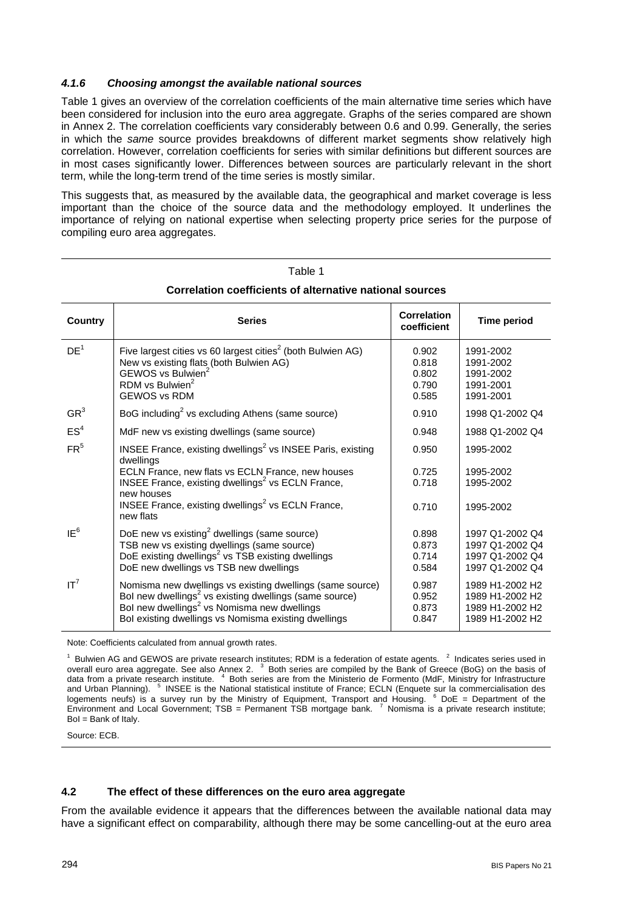### *4.1.6 Choosing amongst the available national sources*

Table 1 gives an overview of the correlation coefficients of the main alternative time series which have been considered for inclusion into the euro area aggregate. Graphs of the series compared are shown in Annex 2. The correlation coefficients vary considerably between 0.6 and 0.99. Generally, the series in which the *same* source provides breakdowns of different market segments show relatively high correlation. However, correlation coefficients for series with similar definitions but different sources are in most cases significantly lower. Differences between sources are particularly relevant in the short term, while the long-term trend of the time series is mostly similar.

This suggests that, as measured by the available data, the geographical and market coverage is less important than the choice of the source data and the methodology employed. It underlines the importance of relying on national expertise when selecting property price series for the purpose of compiling euro area aggregates.

Table 1

**Correlation coefficients of alternative national sources**

| Country | Series | Correlation coefficient | Time period |
|---|---|---|---|
| DE[1] | Five largest cities vs 60 largest cities[2] (both Bulwien AG) | 0.902 | 1991-2002 |
| | New vs existing flats (both Bulwien AG) | 0.818 | 1991-2002 |
| | GEWOS vs Bulwien[2] | 0.802 | 1991-2002 |
| | RDM vs Bulwien[2] | 0.790 | 1991-2001 |
| | GEWOS vs RDM | 0.585 | 1991-2001 |
| GR[3] | BoG including[2] vs excluding Athens (same source) | 0.910 | 1998 Q1-2002 Q4 |
| ES[4] | MdF new vs existing dwellings (same source) | 0.948 | 1988 Q1-2002 Q4 |
| FR[5] | INSEE France, existing dwellings[2] vs INSEE Paris, existing dwellings | 0.950 | 1995-2002 |
| | ECLN France, new flats vs ECLN France, new houses | 0.725 | 1995-2002 |
| | INSEE France, existing dwellings[2] vs ECLN France, new houses | 0.718 | 1995-2002 |
| | INSEE France, existing dwellings[2] vs ECLN France, new flats | 0.710 | 1995-2002 |
| IE[6] | DoE new vs existing[2] dwellings (same source) | 0.898 | 1997 Q1-2002 Q4 |
| | TSB new vs existing dwellings (same source) | 0.873 | 1997 Q1-2002 Q4 |
| | DoE existing dwellings[2] vs TSB existing dwellings | 0.714 | 1997 Q1-2002 Q4 |
| | DoE new dwellings vs TSB new dwellings | 0.584 | 1997 Q1-2002 Q4 |
| IT[7] | Nomisma new dwellings vs existing dwellings (same source) | 0.987 | 1989 H1-2002 H2 |
| | BoI new dwellings[2] vs existing dwellings (same source) | 0.952 | 1989 H1-2002 H2 |
| | BoI new dwellings[2] vs Nomisma new dwellings | 0.873 | 1989 H1-2002 H2 |
| | BoI existing dwellings vs Nomisma existing dwellings | 0.847 | 1989 H1-2002 H2 |

Note: Coefficients calculated from annual growth rates.

[1] Bulwien AG and GEWOS are private research institutes; RDM is a federation of estate agents. [2] Indicates series used in overall euro area aggregate. See also Annex 2. [3] Both series are compiled by the Bank of Greece (BoG) on the basis of data from a private research institute. [4] Both series are from the Ministerio de Formento (MdF, Ministry for Infrastructure and Urban Planning). [5] INSEE is the National statistical institute of France; ECLN (Enquete sur la commercialisation des logements neufs) is a survey run by the Ministry of Equipment, Transport and Housing. [6] DoE = Department of the Environment and Local Government; TSB = Permanent TSB mortgage bank. [7] Nomisma is a private research institute; BoI = Bank of Italy.

Source: ECB.

### 4.2 The effect of these differences on the euro area aggregate

From the available evidence it appears that the differences between the available national data may have a significant effect on comparability, although there may be some cancelling-out at the euro area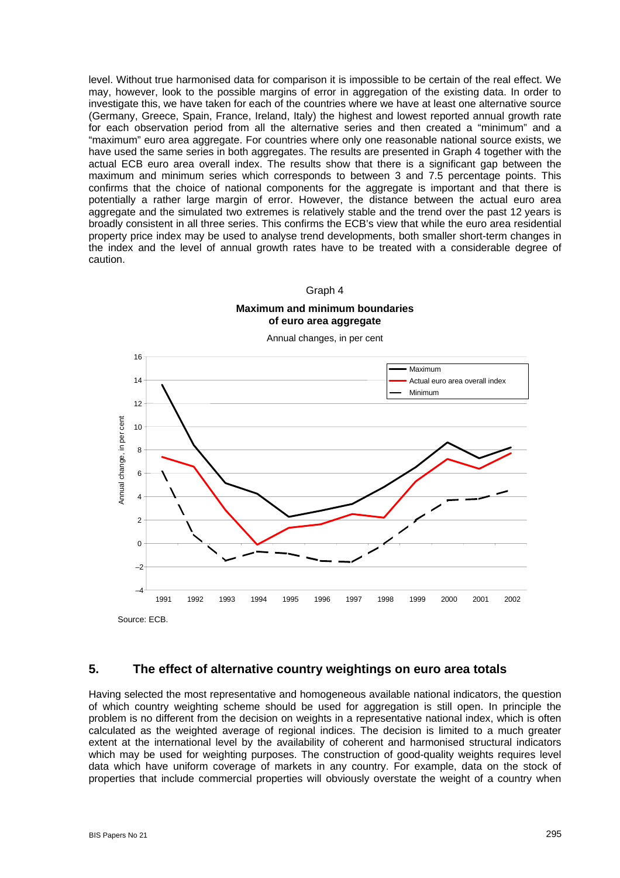level. Without true harmonised data for comparison it is impossible to be certain of the real effect. We may, however, look to the possible margins of error in aggregation of the existing data. In order to investigate this, we have taken for each of the countries where we have at least one alternative source (Germany, Greece, Spain, France, Ireland, Italy) the highest and lowest reported annual growth rate for each observation period from all the alternative series and then created a "minimum" and a "maximum" euro area aggregate. For countries where only one reasonable national source exists, we have used the same series in both aggregates. The results are presented in Graph 4 together with the actual ECB euro area overall index. The results show that there is a significant gap between the maximum and minimum series which corresponds to between 3 and 7.5 percentage points. This confirms that the choice of national components for the aggregate is important and that there is potentially a rather large margin of error. However, the distance between the actual euro area aggregate and the simulated two extremes is relatively stable and the trend over the past 12 years is broadly consistent in all three series. This confirms the ECB's view that while the euro area residential property price index may be used to analyse trend developments, both smaller short-term changes in the index and the level of annual growth rates have to be treated with a considerable degree of caution.

Graph 4

**Maximum and minimum boundaries of euro area aggregate**

Annual changes, in per cent

Source: ECB.

## 5. The effect of alternative country weightings on euro area totals

Having selected the most representative and homogeneous available national indicators, the question of which country weighting scheme should be used for aggregation is still open. In principle the problem is no different from the decision on weights in a representative national index, which is often calculated as the weighted average of regional indices. The decision is limited to a much greater extent at the international level by the availability of coherent and harmonised structural indicators which may be used for weighting purposes. The construction of good-quality weights requires level data which have uniform coverage of markets in any country. For example, data on the stock of properties that include commercial properties will obviously overstate the weight of a country when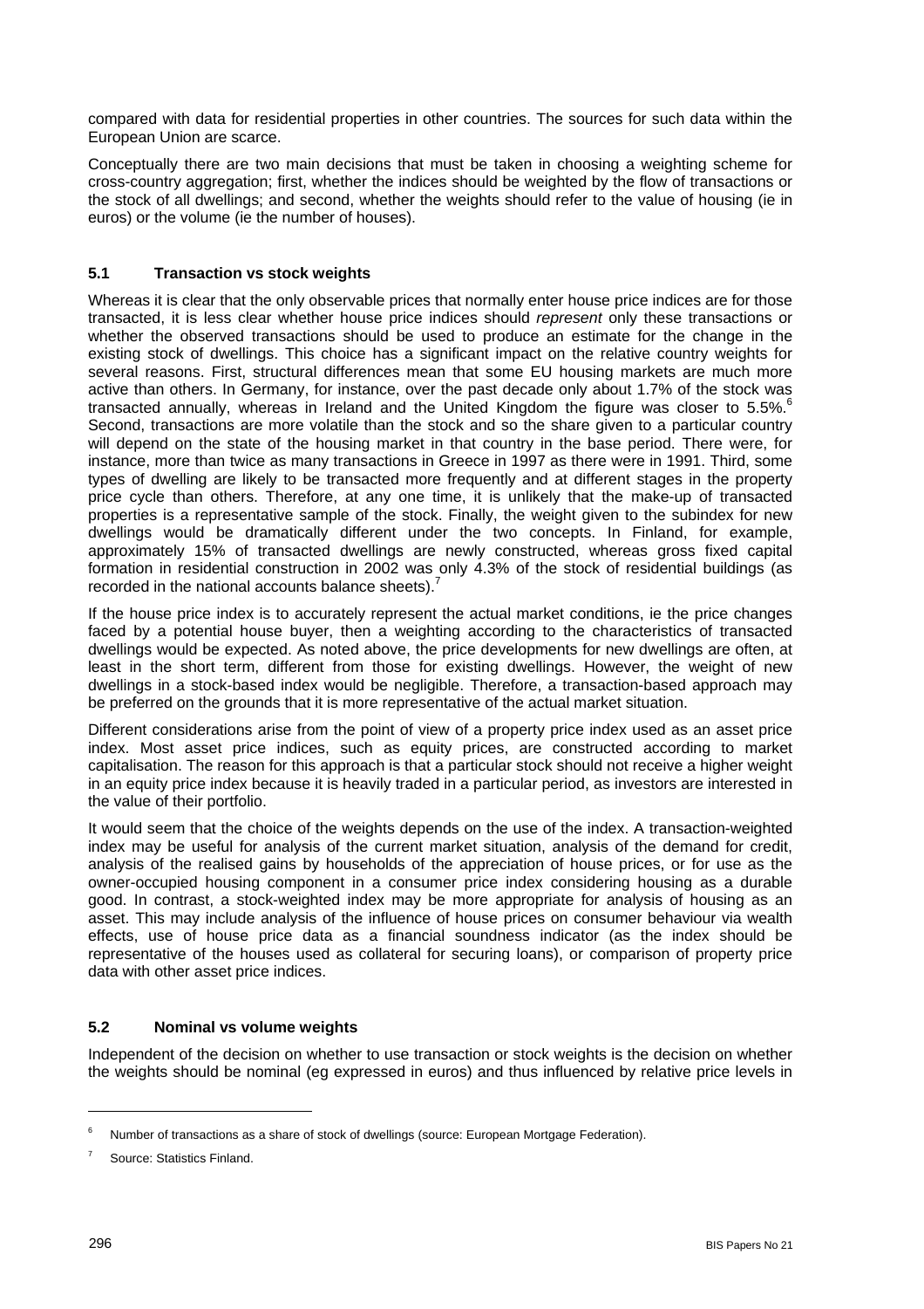compared with data for residential properties in other countries. The sources for such data within the European Union are scarce.

Conceptually there are two main decisions that must be taken in choosing a weighting scheme for cross-country aggregation; first, whether the indices should be weighted by the flow of transactions or the stock of all dwellings; and second, whether the weights should refer to the value of housing (ie in euros) or the volume (ie the number of houses).

### 5.1 Transaction vs stock weights

Whereas it is clear that the only observable prices that normally enter house price indices are for those transacted, it is less clear whether house price indices should *represent* only these transactions or whether the observed transactions should be used to produce an estimate for the change in the existing stock of dwellings. This choice has a significant impact on the relative country weights for several reasons. First, structural differences mean that some EU housing markets are much more active than others. In Germany, for instance, over the past decade only about 1.7% of the stock was transacted annually, whereas in Ireland and the United Kingdom the figure was closer to 5.5%.[6] Second, transactions are more volatile than the stock and so the share given to a particular country will depend on the state of the housing market in that country in the base period. There were, for instance, more than twice as many transactions in Greece in 1997 as there were in 1991. Third, some types of dwelling are likely to be transacted more frequently and at different stages in the property price cycle than others. Therefore, at any one time, it is unlikely that the make-up of transacted properties is a representative sample of the stock. Finally, the weight given to the subindex for new dwellings would be dramatically different under the two concepts. In Finland, for example, approximately 15% of transacted dwellings are newly constructed, whereas gross fixed capital formation in residential construction in 2002 was only 4.3% of the stock of residential buildings (as recorded in the national accounts balance sheets).[7]

If the house price index is to accurately represent the actual market conditions, ie the price changes faced by a potential house buyer, then a weighting according to the characteristics of transacted dwellings would be expected. As noted above, the price developments for new dwellings are often, at least in the short term, different from those for existing dwellings. However, the weight of new dwellings in a stock-based index would be negligible. Therefore, a transaction-based approach may be preferred on the grounds that it is more representative of the actual market situation.

Different considerations arise from the point of view of a property price index used as an asset price index. Most asset price indices, such as equity prices, are constructed according to market capitalisation. The reason for this approach is that a particular stock should not receive a higher weight in an equity price index because it is heavily traded in a particular period, as investors are interested in the value of their portfolio.

It would seem that the choice of the weights depends on the use of the index. A transaction-weighted index may be useful for analysis of the current market situation, analysis of the demand for credit, analysis of the realised gains by households of the appreciation of house prices, or for use as the owner-occupied housing component in a consumer price index considering housing as a durable good. In contrast, a stock-weighted index may be more appropriate for analysis of housing as an asset. This may include analysis of the influence of house prices on consumer behaviour via wealth effects, use of house price data as a financial soundness indicator (as the index should be representative of the houses used as collateral for securing loans), or comparison of property price data with other asset price indices.

### 5.2 Nominal vs volume weights

Independent of the decision on whether to use transaction or stock weights is the decision on whether the weights should be nominal (eg expressed in euros) and thus influenced by relative price levels in

---

[6] Number of transactions as a share of stock of dwellings (source: European Mortgage Federation).

[7] Source: Statistics Finland.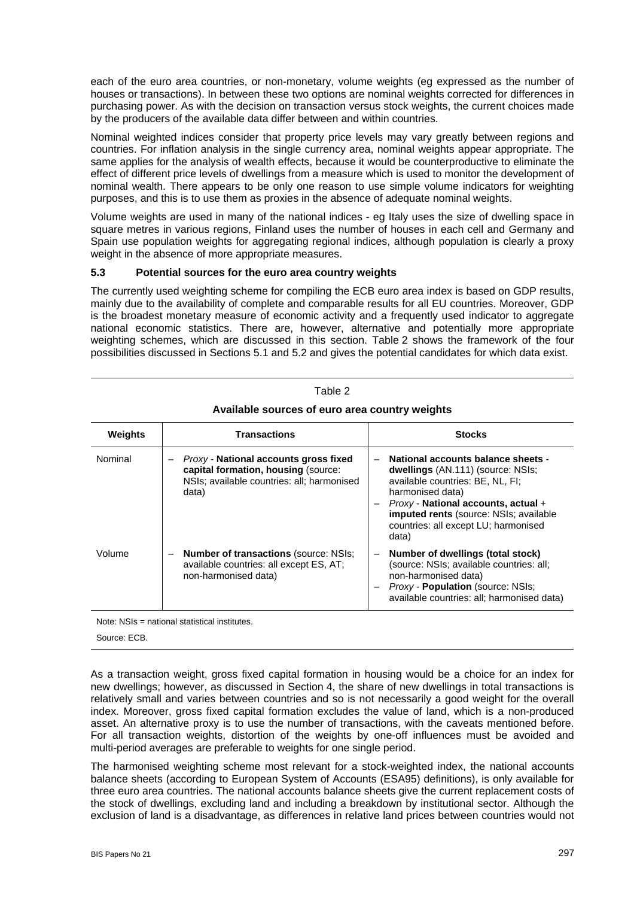each of the euro area countries, or non-monetary, volume weights (eg expressed as the number of houses or transactions). In between these two options are nominal weights corrected for differences in purchasing power. As with the decision on transaction versus stock weights, the current choices made by the producers of the available data differ between and within countries.

Nominal weighted indices consider that property price levels may vary greatly between regions and countries. For inflation analysis in the single currency area, nominal weights appear appropriate. The same applies for the analysis of wealth effects, because it would be counterproductive to eliminate the effect of different price levels of dwellings from a measure which is used to monitor the development of nominal wealth. There appears to be only one reason to use simple volume indicators for weighting purposes, and this is to use them as proxies in the absence of adequate nominal weights.

Volume weights are used in many of the national indices - eg Italy uses the size of dwelling space in square metres in various regions, Finland uses the number of houses in each cell and Germany and Spain use population weights for aggregating regional indices, although population is clearly a proxy weight in the absence of more appropriate measures.

### 5.3 Potential sources for the euro area country weights

The currently used weighting scheme for compiling the ECB euro area index is based on GDP results, mainly due to the availability of complete and comparable results for all EU countries. Moreover, GDP is the broadest monetary measure of economic activity and a frequently used indicator to aggregate national economic statistics. There are, however, alternative and potentially more appropriate weighting schemes, which are discussed in this section. Table 2 shows the framework of the four possibilities discussed in Sections 5.1 and 5.2 and gives the potential candidates for which data exist.

Table 2

**Available sources of euro area country weights**

| Weights | Transactions | Stocks |
|---|---|---|
| Nominal | – *Proxy* - **National accounts gross fixed capital formation, housing** (source: NSIs; available countries: all; harmonised data) | – **National accounts balance sheets - dwellings** (AN.111) (source: NSIs; available countries: BE, NL, FI; harmonised data)<br>– *Proxy* - **National accounts, actual + imputed rents** (source: NSIs; available countries: all except LU; harmonised data) |
| Volume | – **Number of transactions** (source: NSIs; available countries: all except ES, AT; non-harmonised data) | – **Number of dwellings (total stock)** (source: NSIs; available countries: all; non-harmonised data)<br>– *Proxy* - **Population** (source: NSIs; available countries: all; harmonised data) |

Note: NSIs = national statistical institutes.

Source: ECB.

As a transaction weight, gross fixed capital formation in housing would be a choice for an index for new dwellings; however, as discussed in Section 4, the share of new dwellings in total transactions is relatively small and varies between countries and so is not necessarily a good weight for the overall index. Moreover, gross fixed capital formation excludes the value of land, which is a non-produced asset. An alternative proxy is to use the number of transactions, with the caveats mentioned before. For all transaction weights, distortion of the weights by one-off influences must be avoided and multi-period averages are preferable to weights for one single period.

The harmonised weighting scheme most relevant for a stock-weighted index, the national accounts balance sheets (according to European System of Accounts (ESA95) definitions), is only available for three euro area countries. The national accounts balance sheets give the current replacement costs of the stock of dwellings, excluding land and including a breakdown by institutional sector. Although the exclusion of land is a disadvantage, as differences in relative land prices between countries would not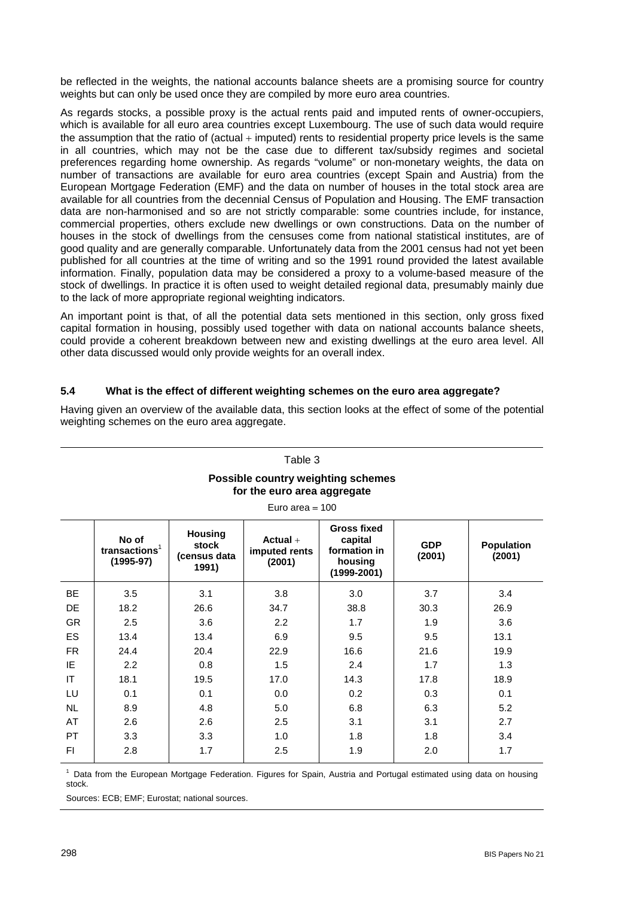be reflected in the weights, the national accounts balance sheets are a promising source for country weights but can only be used once they are compiled by more euro area countries.

As regards stocks, a possible proxy is the actual rents paid and imputed rents of owner-occupiers, which is available for all euro area countries except Luxembourg. The use of such data would require the assumption that the ratio of (actual + imputed) rents to residential property price levels is the same in all countries, which may not be the case due to different tax/subsidy regimes and societal preferences regarding home ownership. As regards "volume" or non-monetary weights, the data on number of transactions are available for euro area countries (except Spain and Austria) from the European Mortgage Federation (EMF) and the data on number of houses in the total stock area are available for all countries from the decennial Census of Population and Housing. The EMF transaction data are non-harmonised and so are not strictly comparable: some countries include, for instance, commercial properties, others exclude new dwellings or own constructions. Data on the number of houses in the stock of dwellings from the censuses come from national statistical institutes, are of good quality and are generally comparable. Unfortunately data from the 2001 census had not yet been published for all countries at the time of writing and so the 1991 round provided the latest available information. Finally, population data may be considered a proxy to a volume-based measure of the stock of dwellings. In practice it is often used to weight detailed regional data, presumably mainly due to the lack of more appropriate regional weighting indicators.

An important point is that, of all the potential data sets mentioned in this section, only gross fixed capital formation in housing, possibly used together with data on national accounts balance sheets, could provide a coherent breakdown between new and existing dwellings at the euro area level. All other data discussed would only provide weights for an overall index.

### 5.4 What is the effect of different weighting schemes on the euro area aggregate?

Having given an overview of the available data, this section looks at the effect of some of the potential weighting schemes on the euro area aggregate.

Table 3

**Possible country weighting schemes for the euro area aggregate**

Euro area = 100

| | No of transactions[1] (1995-97) | Housing stock (census data 1991) | Actual + imputed rents (2001) | Gross fixed capital formation in housing (1999-2001) | GDP (2001) | Population (2001) |
|---|---|---|---|---|---|---|
| BE | 3.5 | 3.1 | 3.8 | 3.0 | 3.7 | 3.4 |
| DE | 18.2 | 26.6 | 34.7 | 38.8 | 30.3 | 26.9 |
| GR | 2.5 | 3.6 | 2.2 | 1.7 | 1.9 | 3.6 |
| ES | 13.4 | 13.4 | 6.9 | 9.5 | 9.5 | 13.1 |
| FR | 24.4 | 20.4 | 22.9 | 16.6 | 21.6 | 19.9 |
| IE | 2.2 | 0.8 | 1.5 | 2.4 | 1.7 | 1.3 |
| IT | 18.1 | 19.5 | 17.0 | 14.3 | 17.8 | 18.9 |
| LU | 0.1 | 0.1 | 0.0 | 0.2 | 0.3 | 0.1 |
| NL | 8.9 | 4.8 | 5.0 | 6.8 | 6.3 | 5.2 |
| AT | 2.6 | 2.6 | 2.5 | 3.1 | 3.1 | 2.7 |
| PT | 3.3 | 3.3 | 1.0 | 1.8 | 1.8 | 3.4 |
| FI | 2.8 | 1.7 | 2.5 | 1.9 | 2.0 | 1.7 |

[1] Data from the European Mortgage Federation. Figures for Spain, Austria and Portugal estimated using data on housing stock.

Sources: ECB; EMF; Eurostat; national sources.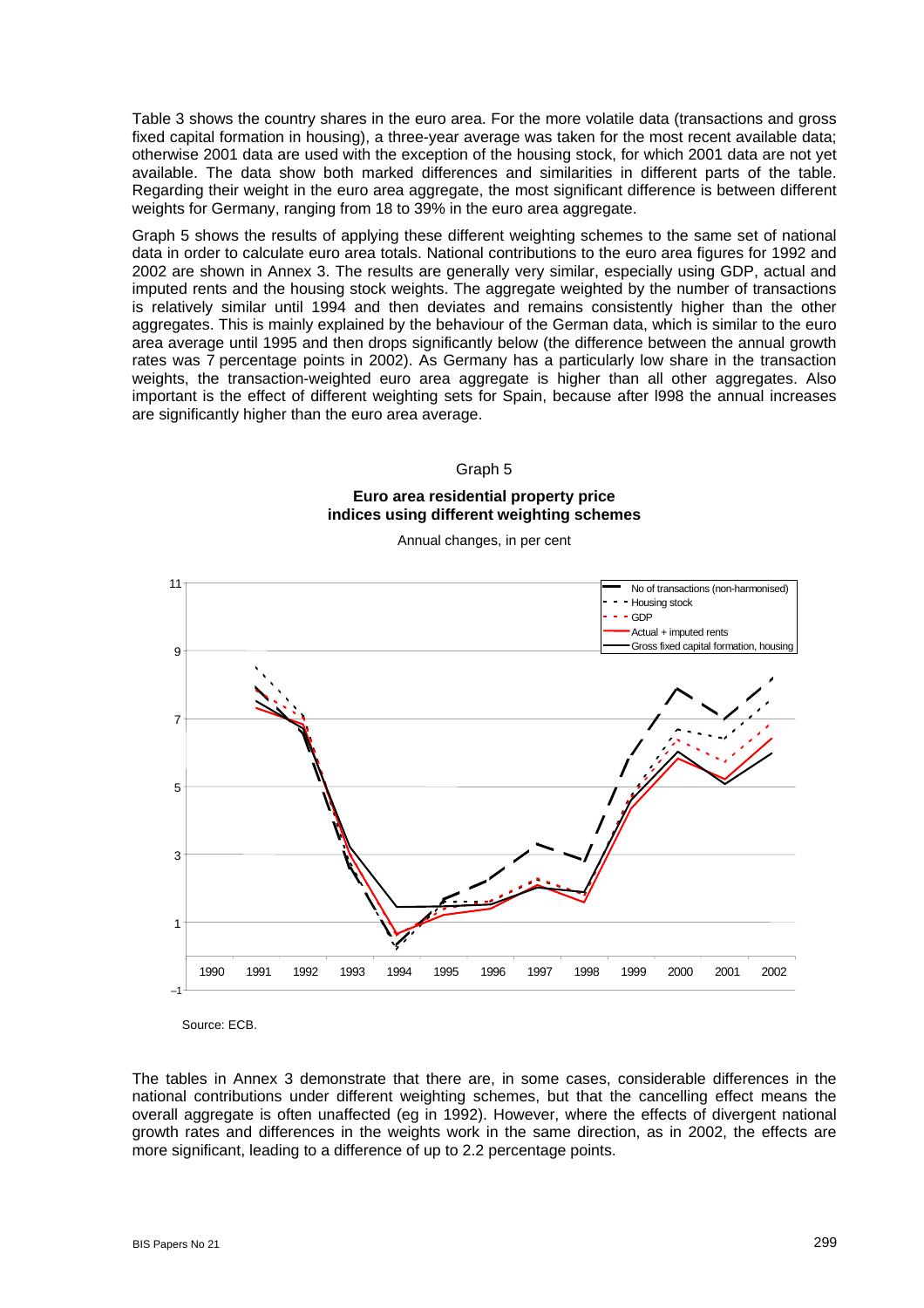Table 3 shows the country shares in the euro area. For the more volatile data (transactions and gross fixed capital formation in housing), a three-year average was taken for the most recent available data; otherwise 2001 data are used with the exception of the housing stock, for which 2001 data are not yet available. The data show both marked differences and similarities in different parts of the table. Regarding their weight in the euro area aggregate, the most significant difference is between different weights for Germany, ranging from 18 to 39% in the euro area aggregate.

Graph 5 shows the results of applying these different weighting schemes to the same set of national data in order to calculate euro area totals. National contributions to the euro area figures for 1992 and 2002 are shown in Annex 3. The results are generally very similar, especially using GDP, actual and imputed rents and the housing stock weights. The aggregate weighted by the number of transactions is relatively similar until 1994 and then deviates and remains consistently higher than the other aggregates. This is mainly explained by the behaviour of the German data, which is similar to the euro area average until 1995 and then drops significantly below (the difference between the annual growth rates was 7 percentage points in 2002). As Germany has a particularly low share in the transaction weights, the transaction-weighted euro area aggregate is higher than all other aggregates. Also important is the effect of different weighting sets for Spain, because after l998 the annual increases are significantly higher than the euro area average.

Graph 5

**Euro area residential property price indices using different weighting schemes**

Annual changes, in per cent

Source: ECB.

The tables in Annex 3 demonstrate that there are, in some cases, considerable differences in the national contributions under different weighting schemes, but that the cancelling effect means the overall aggregate is often unaffected (eg in 1992). However, where the effects of divergent national growth rates and differences in the weights work in the same direction, as in 2002, the effects are more significant, leading to a difference of up to 2.2 percentage points.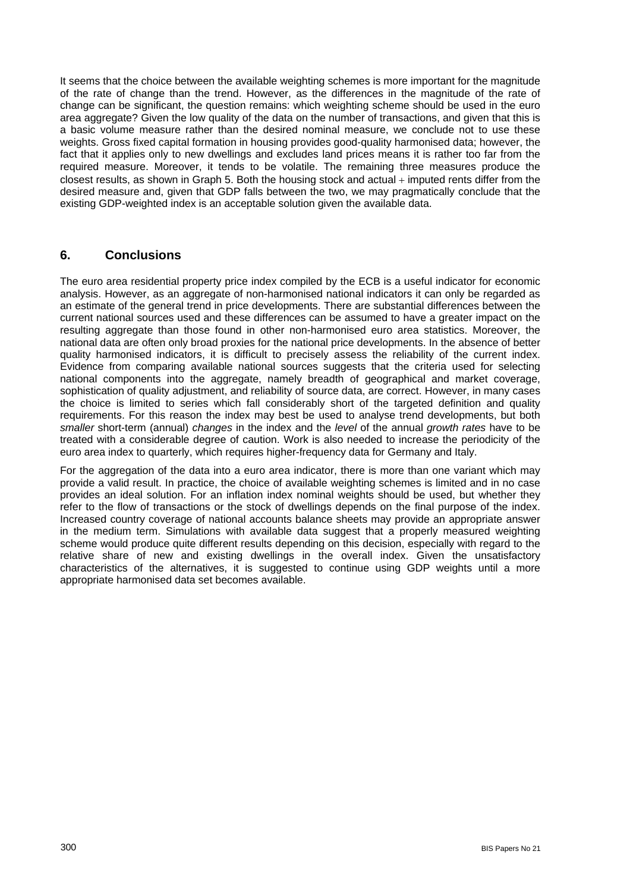It seems that the choice between the available weighting schemes is more important for the magnitude of the rate of change than the trend. However, as the differences in the magnitude of the rate of change can be significant, the question remains: which weighting scheme should be used in the euro area aggregate? Given the low quality of the data on the number of transactions, and given that this is a basic volume measure rather than the desired nominal measure, we conclude not to use these weights. Gross fixed capital formation in housing provides good-quality harmonised data; however, the fact that it applies only to new dwellings and excludes land prices means it is rather too far from the required measure. Moreover, it tends to be volatile. The remaining three measures produce the closest results, as shown in Graph 5. Both the housing stock and actual + imputed rents differ from the desired measure and, given that GDP falls between the two, we may pragmatically conclude that the existing GDP-weighted index is an acceptable solution given the available data.

## 6. Conclusions

The euro area residential property price index compiled by the ECB is a useful indicator for economic analysis. However, as an aggregate of non-harmonised national indicators it can only be regarded as an estimate of the general trend in price developments. There are substantial differences between the current national sources used and these differences can be assumed to have a greater impact on the resulting aggregate than those found in other non-harmonised euro area statistics. Moreover, the national data are often only broad proxies for the national price developments. In the absence of better quality harmonised indicators, it is difficult to precisely assess the reliability of the current index. Evidence from comparing available national sources suggests that the criteria used for selecting national components into the aggregate, namely breadth of geographical and market coverage, sophistication of quality adjustment, and reliability of source data, are correct. However, in many cases the choice is limited to series which fall considerably short of the targeted definition and quality requirements. For this reason the index may best be used to analyse trend developments, but both *smaller* short-term (annual) *changes* in the index and the *level* of the annual *growth rates* have to be treated with a considerable degree of caution. Work is also needed to increase the periodicity of the euro area index to quarterly, which requires higher-frequency data for Germany and Italy.

For the aggregation of the data into a euro area indicator, there is more than one variant which may provide a valid result. In practice, the choice of available weighting schemes is limited and in no case provides an ideal solution. For an inflation index nominal weights should be used, but whether they refer to the flow of transactions or the stock of dwellings depends on the final purpose of the index. Increased country coverage of national accounts balance sheets may provide an appropriate answer in the medium term. Simulations with available data suggest that a properly measured weighting scheme would produce quite different results depending on this decision, especially with regard to the relative share of new and existing dwellings in the overall index. Given the unsatisfactory characteristics of the alternatives, it is suggested to continue using GDP weights until a more appropriate harmonised data set becomes available.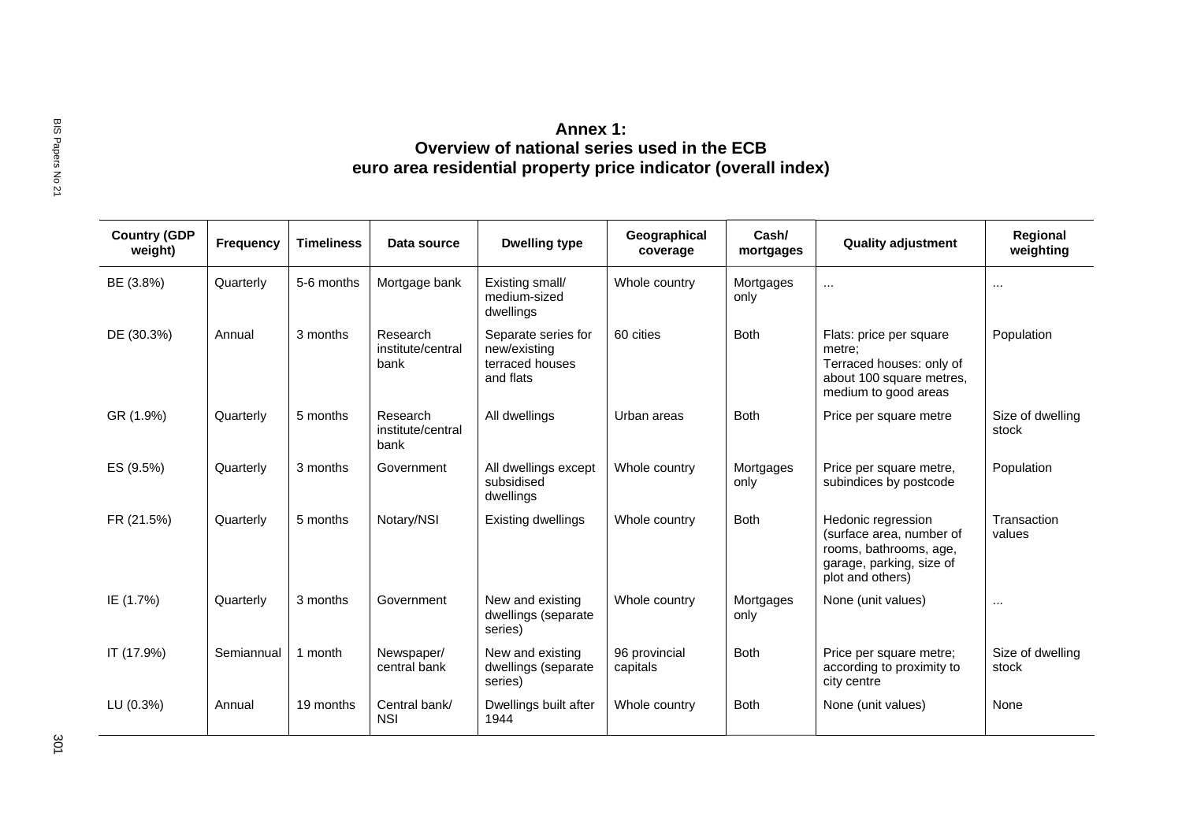**Annex 1:**
**Overview of national series used in the ECB euro area residential property price indicator (overall index)**

| Country (GDP weight) | Frequency | Timeliness | Data source | Dwelling type | Geographical coverage | Cash/ mortgages | Quality adjustment | Regional weighting |
|---|---|---|---|---|---|---|---|---|
| BE (3.8%) | Quarterly | 5-6 months | Mortgage bank | Existing small/ medium-sized dwellings | Whole country | Mortgages only | ... | ... |
| DE (30.3%) | Annual | 3 months | Research institute/central bank | Separate series for new/existing terraced houses and flats | 60 cities | Both | Flats: price per square metre; Terraced houses: only of about 100 square metres, medium to good areas | Population |
| GR (1.9%) | Quarterly | 5 months | Research institute/central bank | All dwellings | Urban areas | Both | Price per square metre | Size of dwelling stock |
| ES (9.5%) | Quarterly | 3 months | Government | All dwellings except subsidised dwellings | Whole country | Mortgages only | Price per square metre, subindices by postcode | Population |
| FR (21.5%) | Quarterly | 5 months | Notary/NSI | Existing dwellings | Whole country | Both | Hedonic regression (surface area, number of rooms, bathrooms, age, garage, parking, size of plot and others) | Transaction values |
| IE (1.7%) | Quarterly | 3 months | Government | New and existing dwellings (separate series) | Whole country | Mortgages only | None (unit values) | ... |
| IT (17.9%) | Semiannual | 1 month | Newspaper/ central bank | New and existing dwellings (separate series) | 96 provincial capitals | Both | Price per square metre; according to proximity to city centre | Size of dwelling stock |
| LU (0.3%) | Annual | 19 months | Central bank/ NSI | Dwellings built after 1944 | Whole country | Both | None (unit values) | None |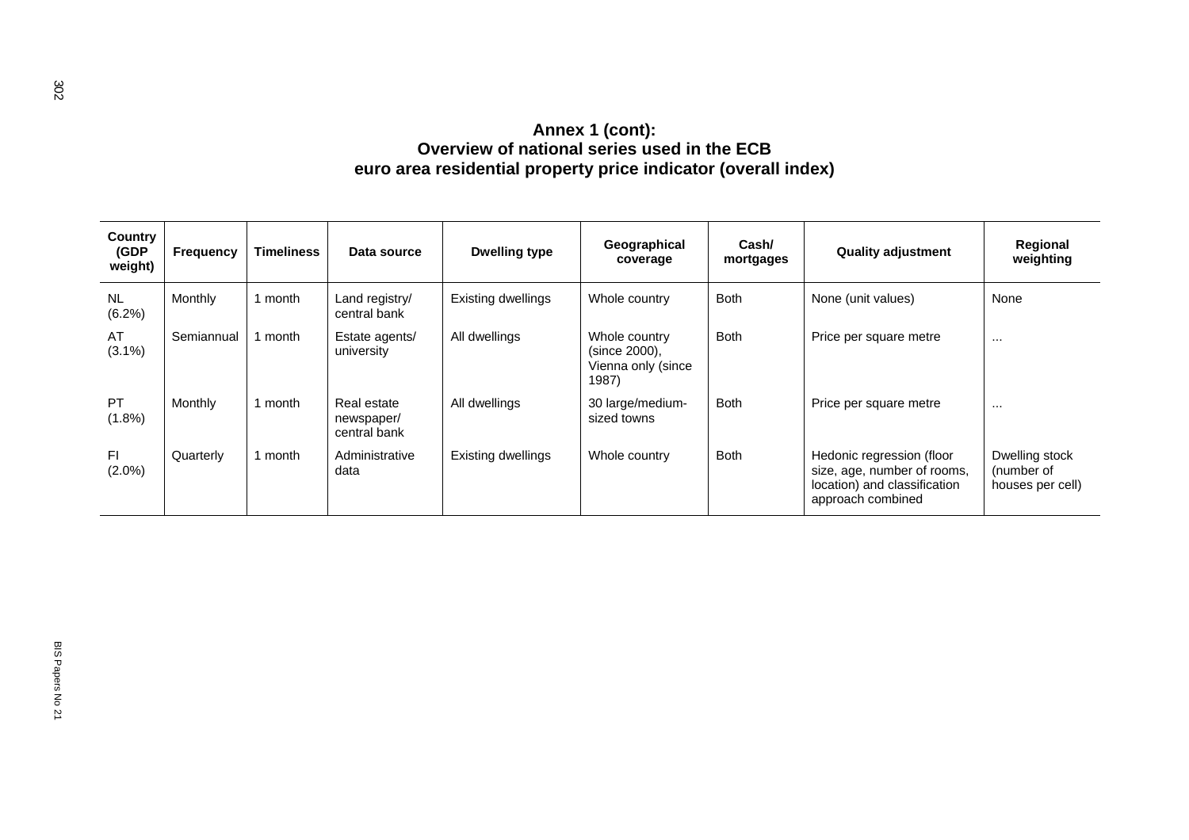**Annex 1 (cont):**
**Overview of national series used in the ECB**
**euro area residential property price indicator (overall index)**

| Country (GDP weight) | Frequency | Timeliness | Data source | Dwelling type | Geographical coverage | Cash/ mortgages | Quality adjustment | Regional weighting |
|---|---|---|---|---|---|---|---|---|
| NL (6.2%) | Monthly | 1 month | Land registry/ central bank | Existing dwellings | Whole country | Both | None (unit values) | None |
| AT (3.1%) | Semiannual | 1 month | Estate agents/ university | All dwellings | Whole country (since 2000), Vienna only (since 1987) | Both | Price per square metre | ... |
| PT (1.8%) | Monthly | 1 month | Real estate newspaper/ central bank | All dwellings | 30 large/medium-sized towns | Both | Price per square metre | ... |
| FI (2.0%) | Quarterly | 1 month | Administrative data | Existing dwellings | Whole country | Both | Hedonic regression (floor size, age, number of rooms, location) and classification approach combined | Dwelling stock (number of houses per cell) |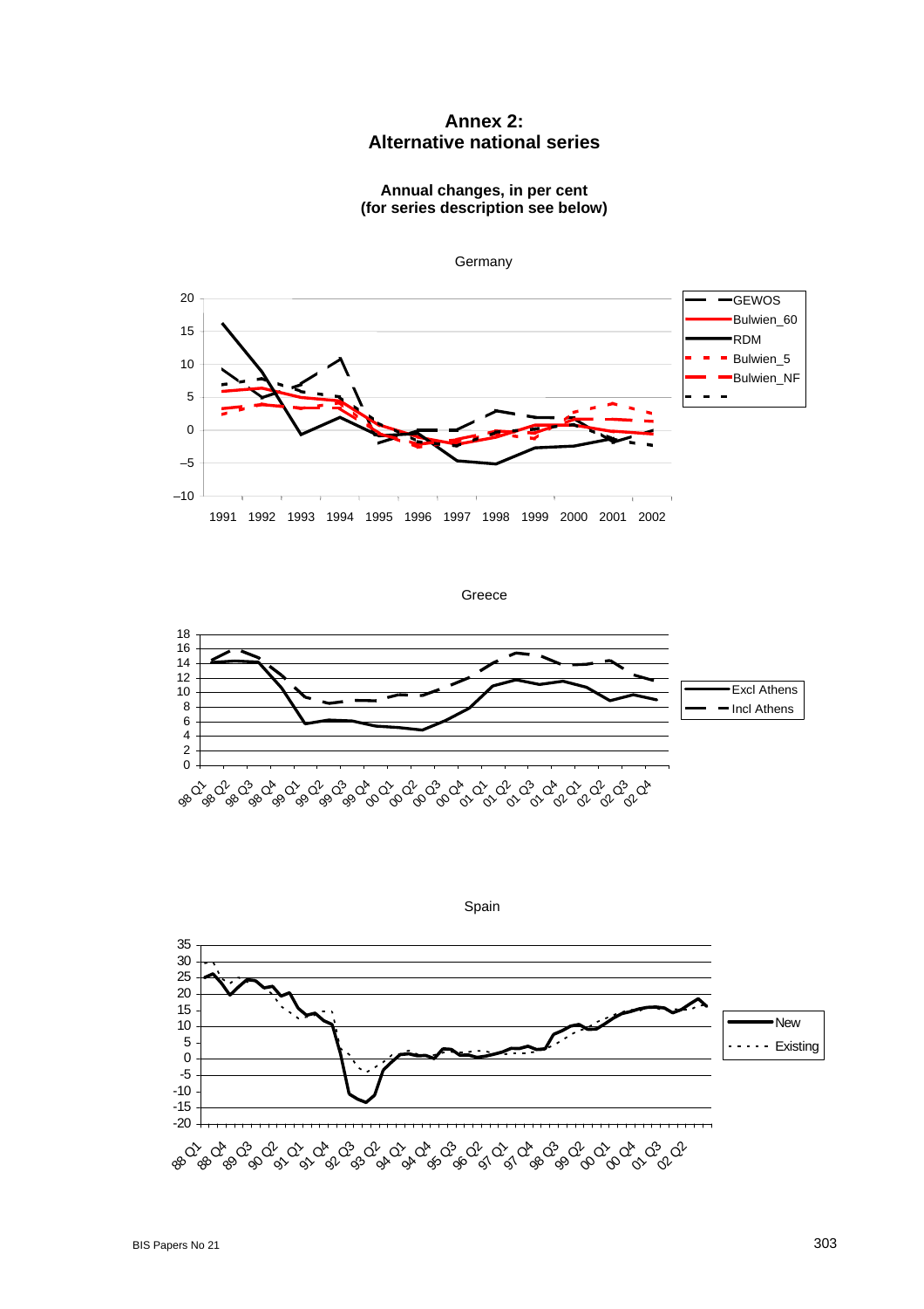# Annex 2:
# Alternative national series

**Annual changes, in per cent**
**(for series description see below)**

Germany

Greece

Spain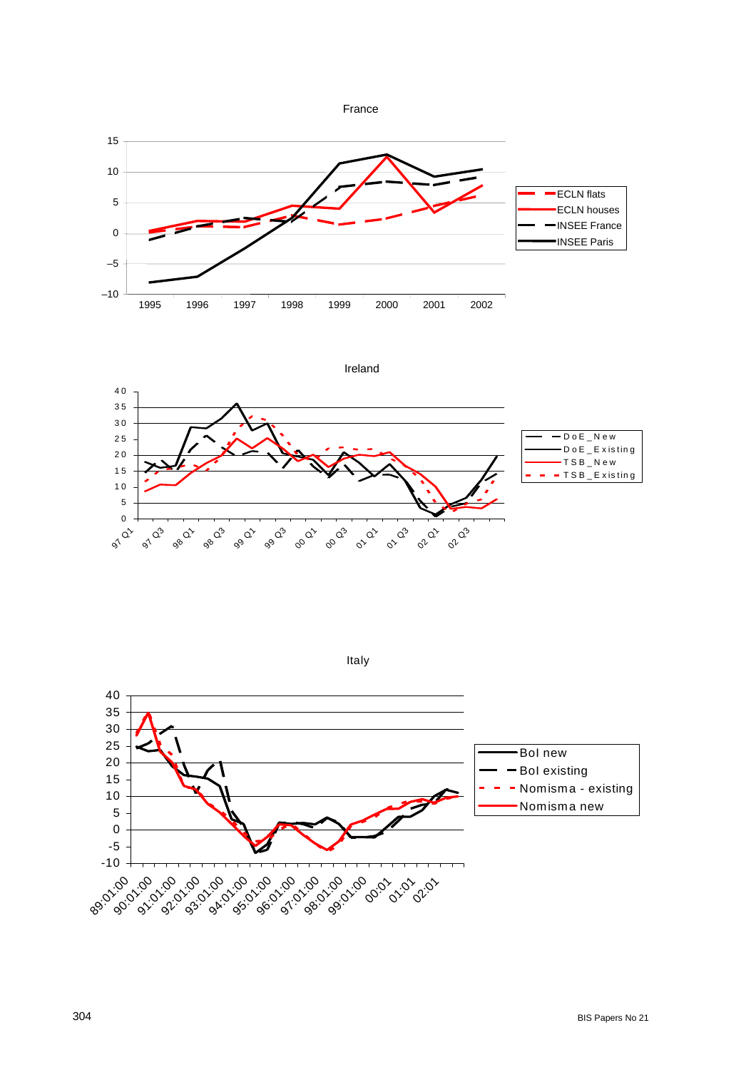France

| | 1995 | 1996 | 1997 | 1998 | 1999 | 2000 | 2001 | 2002 |
|---|---|---|---|---|---|---|---|---|

Legend: ECLN flats, ECLN houses, INSEE France, INSEE Paris

Ireland

Legend: DoE_New, DoE_Existing, TSB_New, TSB_Existing

Italy

Legend: BoI new, BoI existing, Nomisma - existing, Nomisma new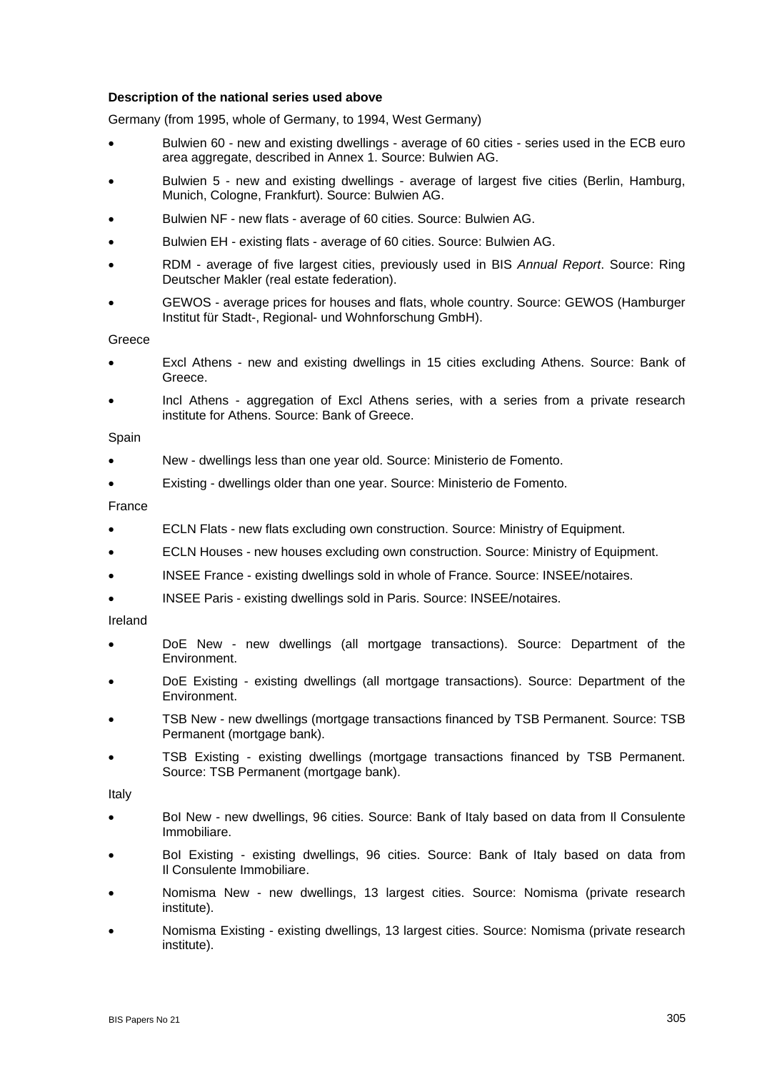**Description of the national series used above**

Germany (from 1995, whole of Germany, to 1994, West Germany)

- Bulwien 60 - new and existing dwellings - average of 60 cities - series used in the ECB euro area aggregate, described in Annex 1. Source: Bulwien AG.
- Bulwien 5 - new and existing dwellings - average of largest five cities (Berlin, Hamburg, Munich, Cologne, Frankfurt). Source: Bulwien AG.
- Bulwien NF - new flats - average of 60 cities. Source: Bulwien AG.
- Bulwien EH - existing flats - average of 60 cities. Source: Bulwien AG.
- RDM - average of five largest cities, previously used in BIS *Annual Report*. Source: Ring Deutscher Makler (real estate federation).
- GEWOS - average prices for houses and flats, whole country. Source: GEWOS (Hamburger Institut für Stadt-, Regional- und Wohnforschung GmbH).

Greece

- Excl Athens - new and existing dwellings in 15 cities excluding Athens. Source: Bank of Greece.
- Incl Athens - aggregation of Excl Athens series, with a series from a private research institute for Athens. Source: Bank of Greece.

Spain

- New - dwellings less than one year old. Source: Ministerio de Fomento.
- Existing - dwellings older than one year. Source: Ministerio de Fomento.

France

- ECLN Flats - new flats excluding own construction. Source: Ministry of Equipment.
- ECLN Houses - new houses excluding own construction. Source: Ministry of Equipment.
- INSEE France - existing dwellings sold in whole of France. Source: INSEE/notaires.
- INSEE Paris - existing dwellings sold in Paris. Source: INSEE/notaires.

Ireland

- DoE New - new dwellings (all mortgage transactions). Source: Department of the Environment.
- DoE Existing - existing dwellings (all mortgage transactions). Source: Department of the Environment.
- TSB New - new dwellings (mortgage transactions financed by TSB Permanent. Source: TSB Permanent (mortgage bank).
- TSB Existing - existing dwellings (mortgage transactions financed by TSB Permanent. Source: TSB Permanent (mortgage bank).

Italy

- BoI New - new dwellings, 96 cities. Source: Bank of Italy based on data from Il Consulente Immobiliare.
- BoI Existing - existing dwellings, 96 cities. Source: Bank of Italy based on data from Il Consulente Immobiliare.
- Nomisma New - new dwellings, 13 largest cities. Source: Nomisma (private research institute).
- Nomisma Existing - existing dwellings, 13 largest cities. Source: Nomisma (private research institute).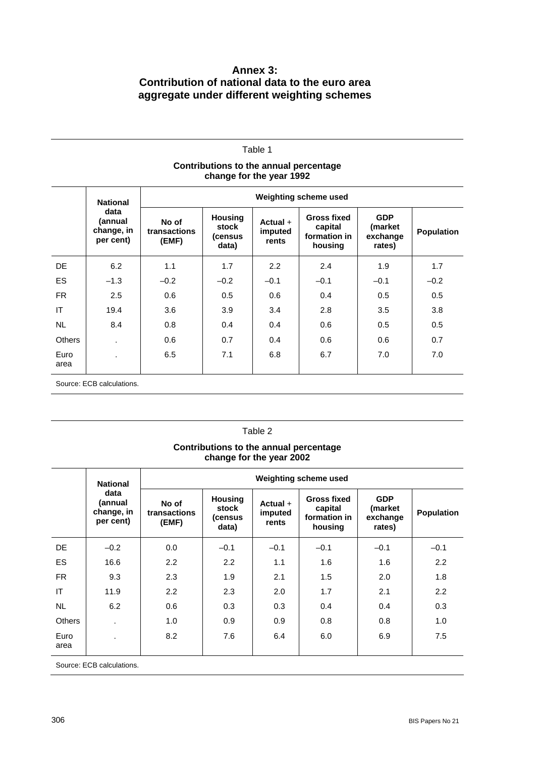# Annex 3: Contribution of national data to the euro area aggregate under different weighting schemes

Table 1

**Contributions to the annual percentage change for the year 1992**

| | National data (annual change, in per cent) | Weighting scheme used | | | | | |
|---|---|---|---|---|---|---|---|
| | | No of transactions (EMF) | Housing stock (census data) | Actual + imputed rents | Gross fixed capital formation in housing | GDP (market exchange rates) | Population |
| DE | 6.2 | 1.1 | 1.7 | 2.2 | 2.4 | 1.9 | 1.7 |
| ES | –1.3 | –0.2 | –0.2 | –0.1 | –0.1 | –0.1 | –0.2 |
| FR | 2.5 | 0.6 | 0.5 | 0.6 | 0.4 | 0.5 | 0.5 |
| IT | 19.4 | 3.6 | 3.9 | 3.4 | 2.8 | 3.5 | 3.8 |
| NL | 8.4 | 0.8 | 0.4 | 0.4 | 0.6 | 0.5 | 0.5 |
| Others | . | 0.6 | 0.7 | 0.4 | 0.6 | 0.6 | 0.7 |
| Euro area | . | 6.5 | 7.1 | 6.8 | 6.7 | 7.0 | 7.0 |

Source: ECB calculations.

Table 2

**Contributions to the annual percentage change for the year 2002**

| | National data (annual change, in per cent) | Weighting scheme used | | | | | |
|---|---|---|---|---|---|---|---|
| | | No of transactions (EMF) | Housing stock (census data) | Actual + imputed rents | Gross fixed capital formation in housing | GDP (market exchange rates) | Population |
| DE | –0.2 | 0.0 | –0.1 | –0.1 | –0.1 | –0.1 | –0.1 |
| ES | 16.6 | 2.2 | 2.2 | 1.1 | 1.6 | 1.6 | 2.2 |
| FR | 9.3 | 2.3 | 1.9 | 2.1 | 1.5 | 2.0 | 1.8 |
| IT | 11.9 | 2.2 | 2.3 | 2.0 | 1.7 | 2.1 | 2.2 |
| NL | 6.2 | 0.6 | 0.3 | 0.3 | 0.4 | 0.4 | 0.3 |
| Others | . | 1.0 | 0.9 | 0.9 | 0.8 | 0.8 | 1.0 |
| Euro area | . | 8.2 | 7.6 | 6.4 | 6.0 | 6.9 | 7.5 |

Source: ECB calculations.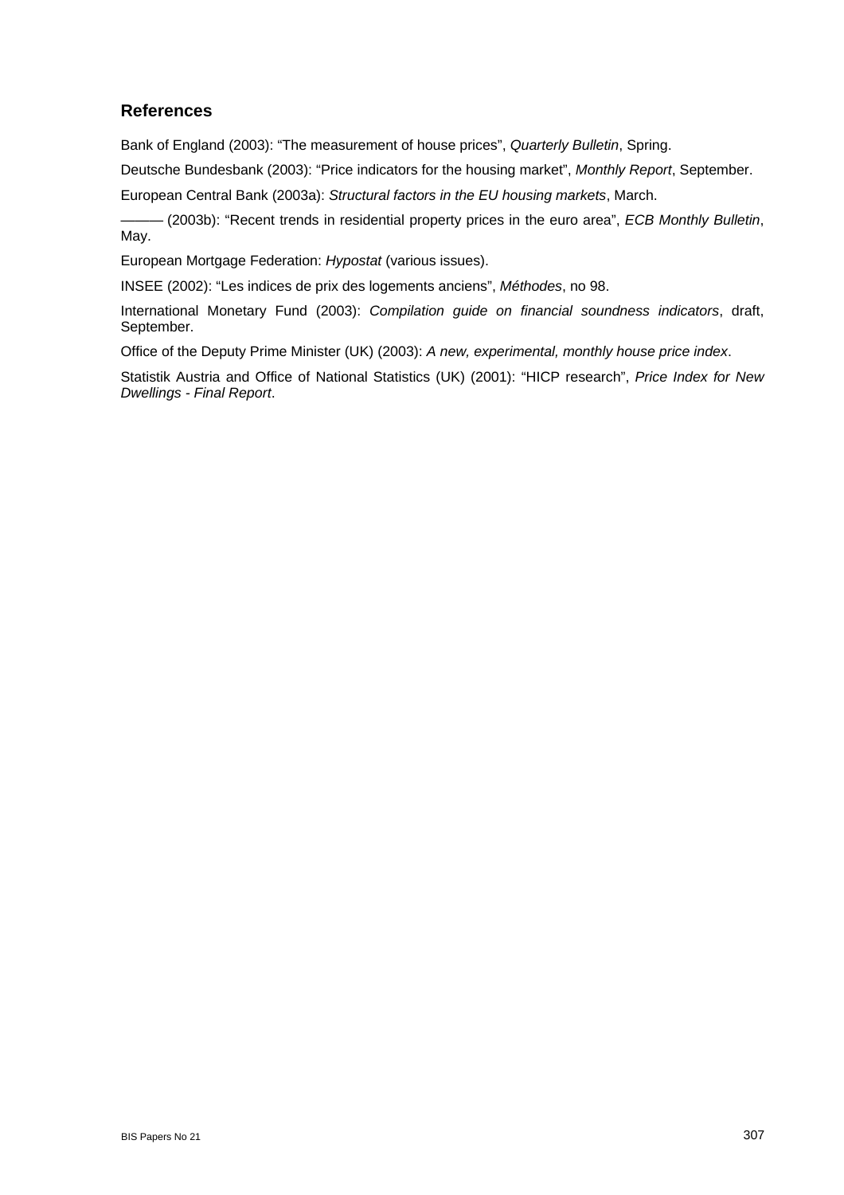## References

Bank of England (2003): “The measurement of house prices”, *Quarterly Bulletin*, Spring.

Deutsche Bundesbank (2003): “Price indicators for the housing market”, *Monthly Report*, September.

European Central Bank (2003a): *Structural factors in the EU housing markets*, March.

——— (2003b): “Recent trends in residential property prices in the euro area”, *ECB Monthly Bulletin*, May.

European Mortgage Federation: *Hypostat* (various issues).

INSEE (2002): “Les indices de prix des logements anciens”, *Méthodes*, no 98.

International Monetary Fund (2003): *Compilation guide on financial soundness indicators*, draft, September.

Office of the Deputy Prime Minister (UK) (2003): *A new, experimental, monthly house price index*.

Statistik Austria and Office of National Statistics (UK) (2001): “HICP research”, *Price Index for New Dwellings - Final Report*.